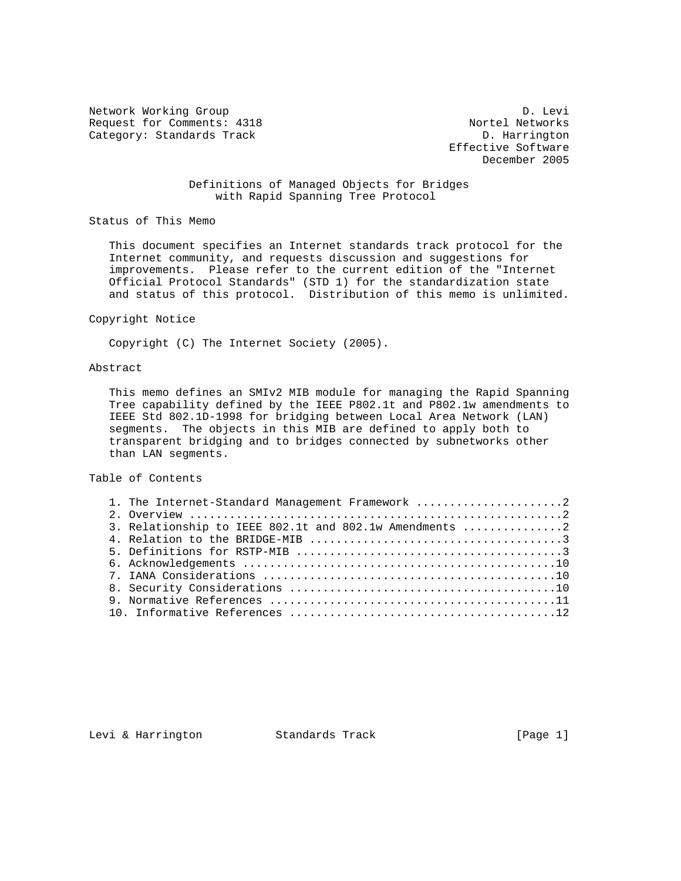Network Working Group D. Levi
Request for Comments: 4318 Nortel Networks
Category: Standards Track D. Harrington
Effective Software
December 2005

# Definitions of Managed Objects for Bridges with Rapid Spanning Tree Protocol

## Status of This Memo

This document specifies an Internet standards track protocol for the Internet community, and requests discussion and suggestions for improvements. Please refer to the current edition of the "Internet Official Protocol Standards" (STD 1) for the standardization state and status of this protocol. Distribution of this memo is unlimited.

## Copyright Notice

Copyright (C) The Internet Society (2005).

## Abstract

This memo defines an SMIv2 MIB module for managing the Rapid Spanning Tree capability defined by the IEEE P802.1t and P802.1w amendments to IEEE Std 802.1D-1998 for bridging between Local Area Network (LAN) segments. The objects in this MIB are defined to apply both to transparent bridging and to bridges connected by subnetworks other than LAN segments.

## Table of Contents

1. The Internet-Standard Management Framework ......................2
2. Overview ........................................................2
3. Relationship to IEEE 802.1t and 802.1w Amendments ...............2
4. Relation to the BRIDGE-MIB ......................................3
5. Definitions for RSTP-MIB ........................................3
6. Acknowledgements ...............................................10
7. IANA Considerations ............................................10
8. Security Considerations ........................................10
9. Normative References ...........................................11
10. Informative References ........................................12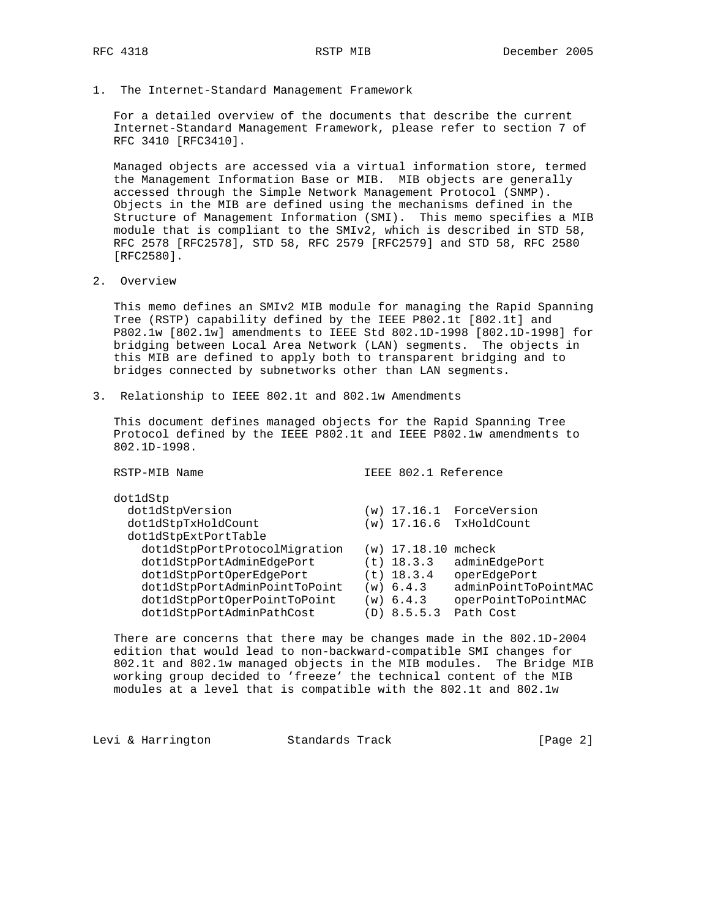## 1. The Internet-Standard Management Framework

For a detailed overview of the documents that describe the current Internet-Standard Management Framework, please refer to section 7 of RFC 3410 [RFC3410].

Managed objects are accessed via a virtual information store, termed the Management Information Base or MIB. MIB objects are generally accessed through the Simple Network Management Protocol (SNMP). Objects in the MIB are defined using the mechanisms defined in the Structure of Management Information (SMI). This memo specifies a MIB module that is compliant to the SMIv2, which is described in STD 58, RFC 2578 [RFC2578], STD 58, RFC 2579 [RFC2579] and STD 58, RFC 2580 [RFC2580].

## 2. Overview

This memo defines an SMIv2 MIB module for managing the Rapid Spanning Tree (RSTP) capability defined by the IEEE P802.1t [802.1t] and P802.1w [802.1w] amendments to IEEE Std 802.1D-1998 [802.1D-1998] for bridging between Local Area Network (LAN) segments. The objects in this MIB are defined to apply both to transparent bridging and to bridges connected by subnetworks other than LAN segments.

## 3. Relationship to IEEE 802.1t and 802.1w Amendments

This document defines managed objects for the Rapid Spanning Tree Protocol defined by the IEEE P802.1t and IEEE P802.1w amendments to 802.1D-1998.

```
RSTP-MIB Name                      IEEE 802.1 Reference

dot1dStp
  dot1dStpVersion                  (w) 17.16.1  ForceVersion
  dot1dStpTxHoldCount              (w) 17.16.6  TxHoldCount
  dot1dStpExtPortTable
    dot1dStpPortProtocolMigration  (w) 17.18.10 mcheck
    dot1dStpPortAdminEdgePort      (t) 18.3.3   adminEdgePort
    dot1dStpPortOperEdgePort       (t) 18.3.4   operEdgePort
    dot1dStpPortAdminPointToPoint  (w) 6.4.3    adminPointToPointMAC
    dot1dStpPortOperPointToPoint   (w) 6.4.3    operPointToPointMAC
    dot1dStpPortAdminPathCost      (D) 8.5.5.3  Path Cost
```

There are concerns that there may be changes made in the 802.1D-2004 edition that would lead to non-backward-compatible SMI changes for 802.1t and 802.1w managed objects in the MIB modules. The Bridge MIB working group decided to 'freeze' the technical content of the MIB modules at a level that is compatible with the 802.1t and 802.1w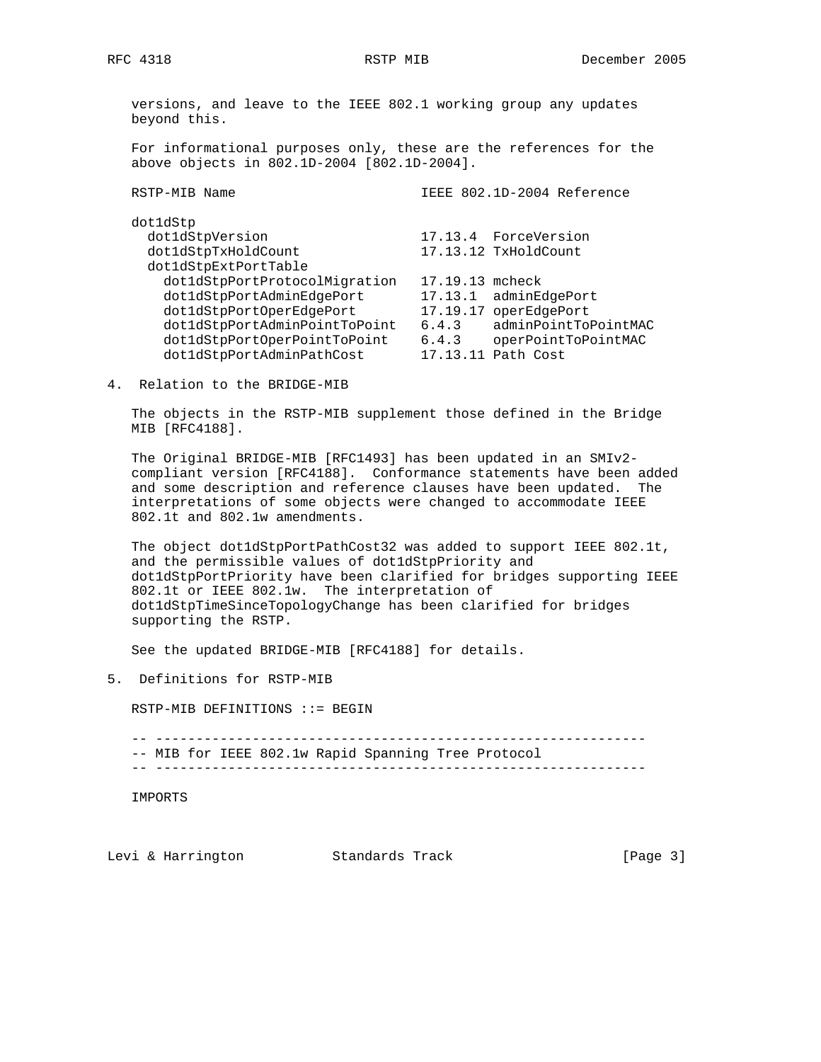versions, and leave to the IEEE 802.1 working group any updates beyond this.

For informational purposes only, these are the references for the above objects in 802.1D-2004 [802.1D-2004].

```
RSTP-MIB Name                        IEEE 802.1D-2004 Reference

dot1dStp
  dot1dStpVersion                    17.13.4  ForceVersion
  dot1dStpTxHoldCount                17.13.12 TxHoldCount
  dot1dStpExtPortTable
    dot1dStpPortProtocolMigration    17.19.13 mcheck
    dot1dStpPortAdminEdgePort        17.13.1  adminEdgePort
    dot1dStpPortOperEdgePort         17.19.17 operEdgePort
    dot1dStpPortAdminPointToPoint    6.4.3    adminPointToPointMAC
    dot1dStpPortOperPointToPoint     6.4.3    operPointToPointMAC
    dot1dStpPortAdminPathCost        17.13.11 Path Cost
```

## 4. Relation to the BRIDGE-MIB

The objects in the RSTP-MIB supplement those defined in the Bridge MIB [RFC4188].

The Original BRIDGE-MIB [RFC1493] has been updated in an SMIv2-compliant version [RFC4188]. Conformance statements have been added and some description and reference clauses have been updated. The interpretations of some objects were changed to accommodate IEEE 802.1t and 802.1w amendments.

The object dot1dStpPortPathCost32 was added to support IEEE 802.1t, and the permissible values of dot1dStpPriority and dot1dStpPortPriority have been clarified for bridges supporting IEEE 802.1t or IEEE 802.1w. The interpretation of dot1dStpTimeSinceTopologyChange has been clarified for bridges supporting the RSTP.

See the updated BRIDGE-MIB [RFC4188] for details.

## 5. Definitions for RSTP-MIB

```
RSTP-MIB DEFINITIONS ::= BEGIN

-- -------------------------------------------------------------
-- MIB for IEEE 802.1w Rapid Spanning Tree Protocol
-- -------------------------------------------------------------

IMPORTS
```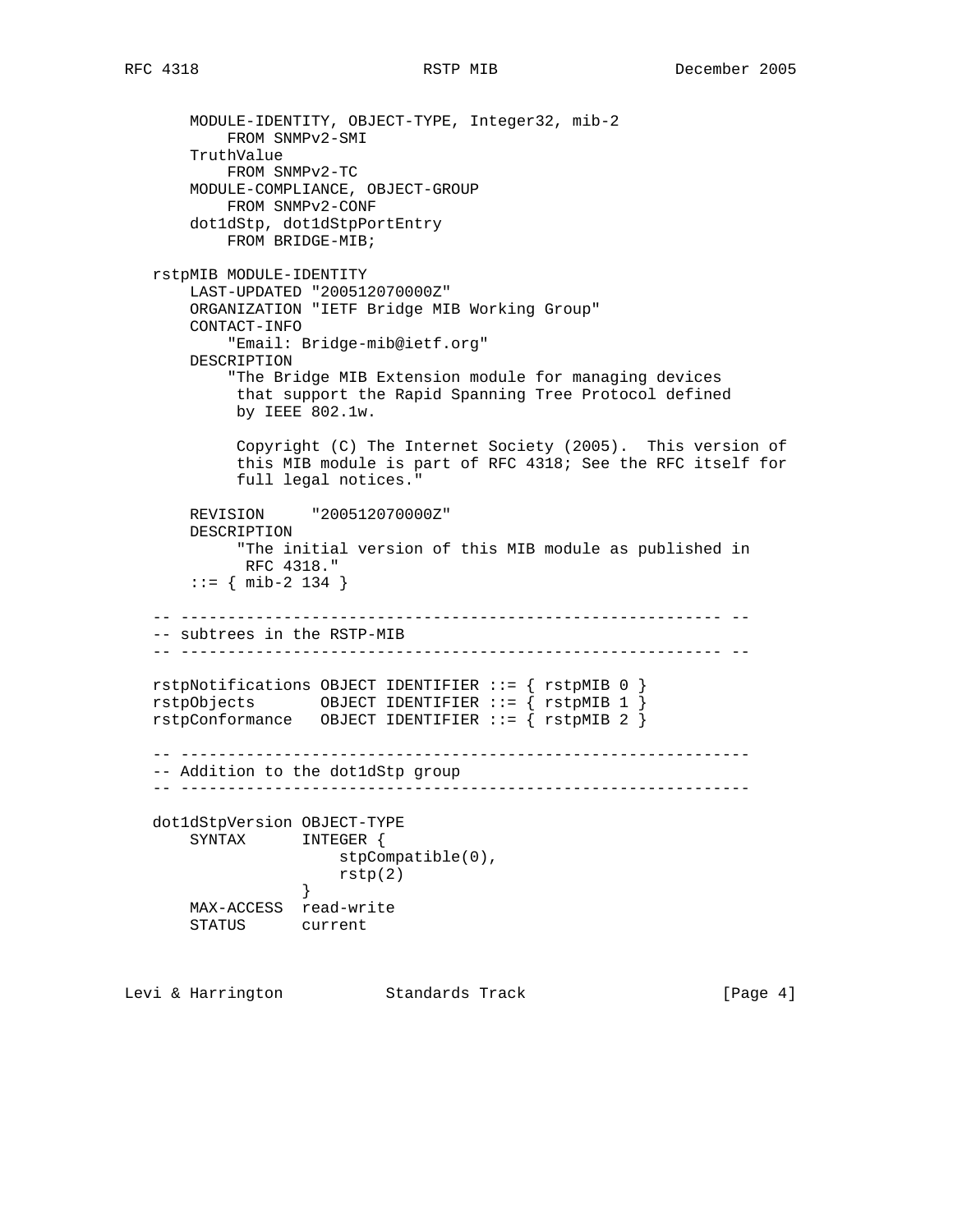```
    MODULE-IDENTITY, OBJECT-TYPE, Integer32, mib-2
        FROM SNMPv2-SMI
    TruthValue
        FROM SNMPv2-TC
    MODULE-COMPLIANCE, OBJECT-GROUP
        FROM SNMPv2-CONF
    dot1dStp, dot1dStpPortEntry
        FROM BRIDGE-MIB;

rstpMIB MODULE-IDENTITY
    LAST-UPDATED "200512070000Z"
    ORGANIZATION "IETF Bridge MIB Working Group"
    CONTACT-INFO
        "Email: Bridge-mib@ietf.org"
    DESCRIPTION
        "The Bridge MIB Extension module for managing devices
         that support the Rapid Spanning Tree Protocol defined
         by IEEE 802.1w.

         Copyright (C) The Internet Society (2005).  This version of
         this MIB module is part of RFC 4318; See the RFC itself for
         full legal notices."

    REVISION     "200512070000Z"
    DESCRIPTION
         "The initial version of this MIB module as published in
          RFC 4318."
    ::= { mib-2 134 }

-- ---------------------------------------------------------- --
-- subtrees in the RSTP-MIB
-- ---------------------------------------------------------- --

rstpNotifications OBJECT IDENTIFIER ::= { rstpMIB 0 }
rstpObjects       OBJECT IDENTIFIER ::= { rstpMIB 1 }
rstpConformance   OBJECT IDENTIFIER ::= { rstpMIB 2 }

-- -------------------------------------------------------------
-- Addition to the dot1dStp group
-- -------------------------------------------------------------

dot1dStpVersion OBJECT-TYPE
    SYNTAX      INTEGER {
                    stpCompatible(0),
                    rstp(2)
                }
    MAX-ACCESS  read-write
    STATUS      current
```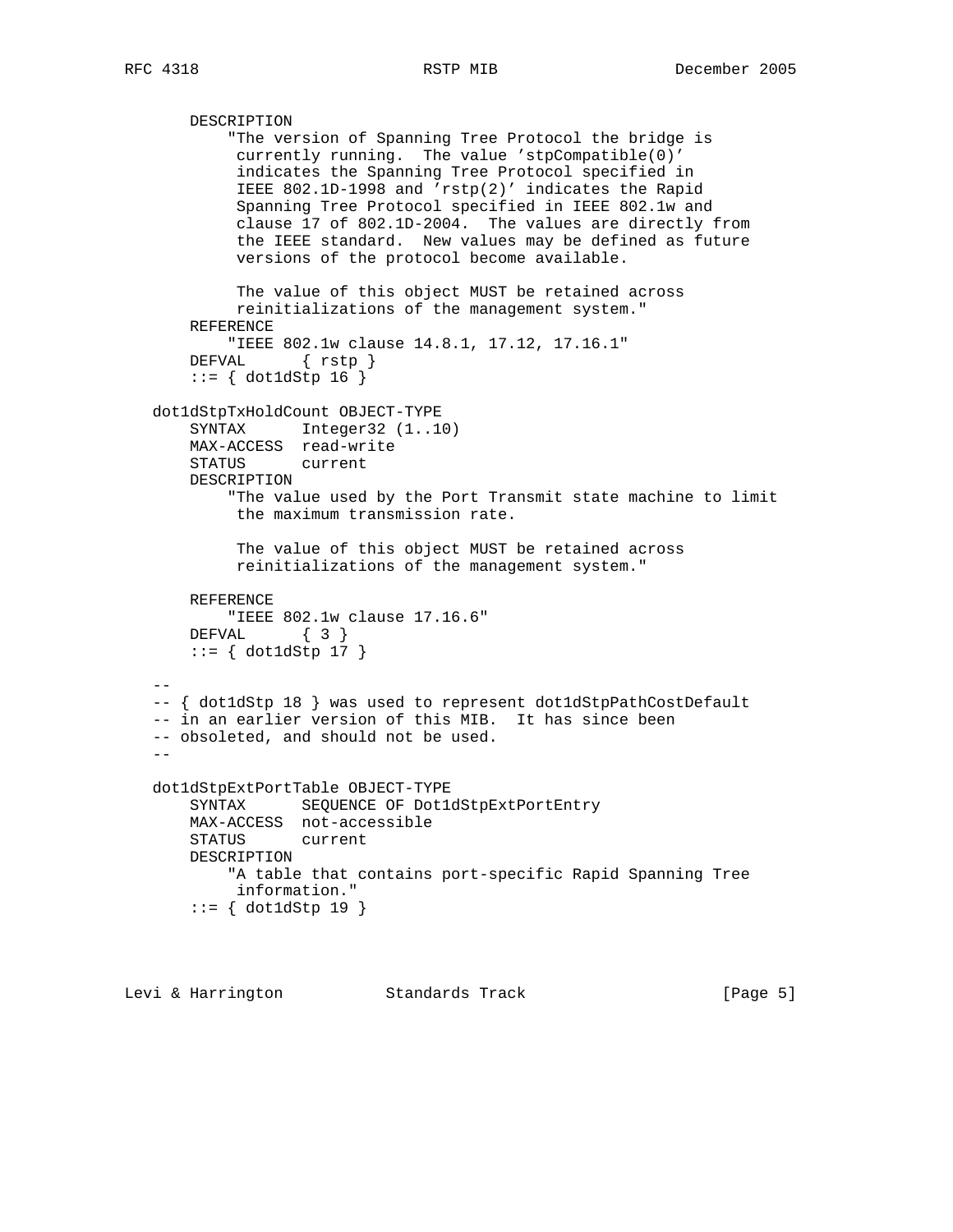```
       DESCRIPTION
           "The version of Spanning Tree Protocol the bridge is
            currently running.  The value 'stpCompatible(0)'
            indicates the Spanning Tree Protocol specified in
            IEEE 802.1D-1998 and 'rstp(2)' indicates the Rapid
            Spanning Tree Protocol specified in IEEE 802.1w and
            clause 17 of 802.1D-2004.  The values are directly from
            the IEEE standard.  New values may be defined as future
            versions of the protocol become available.

            The value of this object MUST be retained across
            reinitializations of the management system."
       REFERENCE
           "IEEE 802.1w clause 14.8.1, 17.12, 17.16.1"
       DEFVAL      { rstp }
       ::= { dot1dStp 16 }

   dot1dStpTxHoldCount OBJECT-TYPE
       SYNTAX      Integer32 (1..10)
       MAX-ACCESS  read-write
       STATUS      current
       DESCRIPTION
           "The value used by the Port Transmit state machine to limit
            the maximum transmission rate.

            The value of this object MUST be retained across
            reinitializations of the management system."

       REFERENCE
           "IEEE 802.1w clause 17.16.6"
       DEFVAL      { 3 }
       ::= { dot1dStp 17 }

   --
   -- { dot1dStp 18 } was used to represent dot1dStpPathCostDefault
   -- in an earlier version of this MIB.  It has since been
   -- obsoleted, and should not be used.
   --

   dot1dStpExtPortTable OBJECT-TYPE
       SYNTAX      SEQUENCE OF Dot1dStpExtPortEntry
       MAX-ACCESS  not-accessible
       STATUS      current
       DESCRIPTION
           "A table that contains port-specific Rapid Spanning Tree
            information."
       ::= { dot1dStp 19 }
```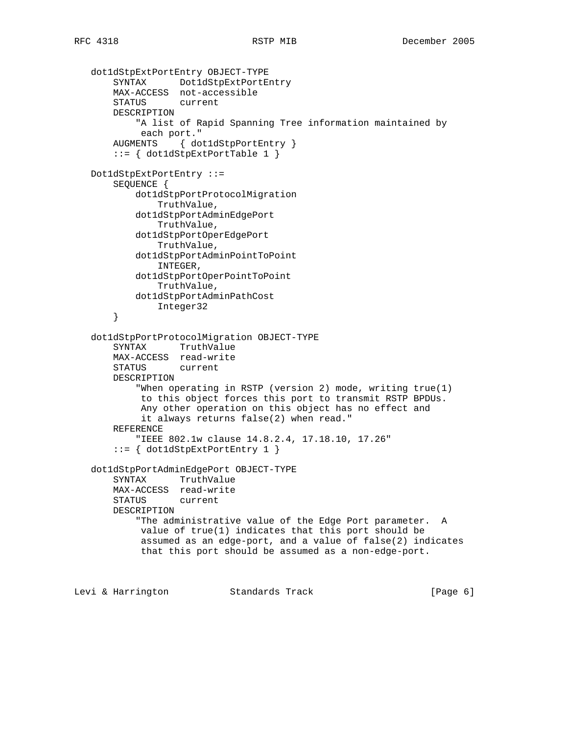```
   dot1dStpExtPortEntry OBJECT-TYPE
       SYNTAX      Dot1dStpExtPortEntry
       MAX-ACCESS  not-accessible
       STATUS      current
       DESCRIPTION
           "A list of Rapid Spanning Tree information maintained by
            each port."
       AUGMENTS    { dot1dStpPortEntry }
       ::= { dot1dStpExtPortTable 1 }

   Dot1dStpExtPortEntry ::=
       SEQUENCE {
           dot1dStpPortProtocolMigration
               TruthValue,
           dot1dStpPortAdminEdgePort
               TruthValue,
           dot1dStpPortOperEdgePort
               TruthValue,
           dot1dStpPortAdminPointToPoint
               INTEGER,
           dot1dStpPortOperPointToPoint
               TruthValue,
           dot1dStpPortAdminPathCost
               Integer32
       }

   dot1dStpPortProtocolMigration OBJECT-TYPE
       SYNTAX      TruthValue
       MAX-ACCESS  read-write
       STATUS      current
       DESCRIPTION
           "When operating in RSTP (version 2) mode, writing true(1)
            to this object forces this port to transmit RSTP BPDUs.
            Any other operation on this object has no effect and
            it always returns false(2) when read."
       REFERENCE
           "IEEE 802.1w clause 14.8.2.4, 17.18.10, 17.26"
       ::= { dot1dStpExtPortEntry 1 }

   dot1dStpPortAdminEdgePort OBJECT-TYPE
       SYNTAX      TruthValue
       MAX-ACCESS  read-write
       STATUS      current
       DESCRIPTION
           "The administrative value of the Edge Port parameter.  A
            value of true(1) indicates that this port should be
            assumed as an edge-port, and a value of false(2) indicates
            that this port should be assumed as a non-edge-port.
```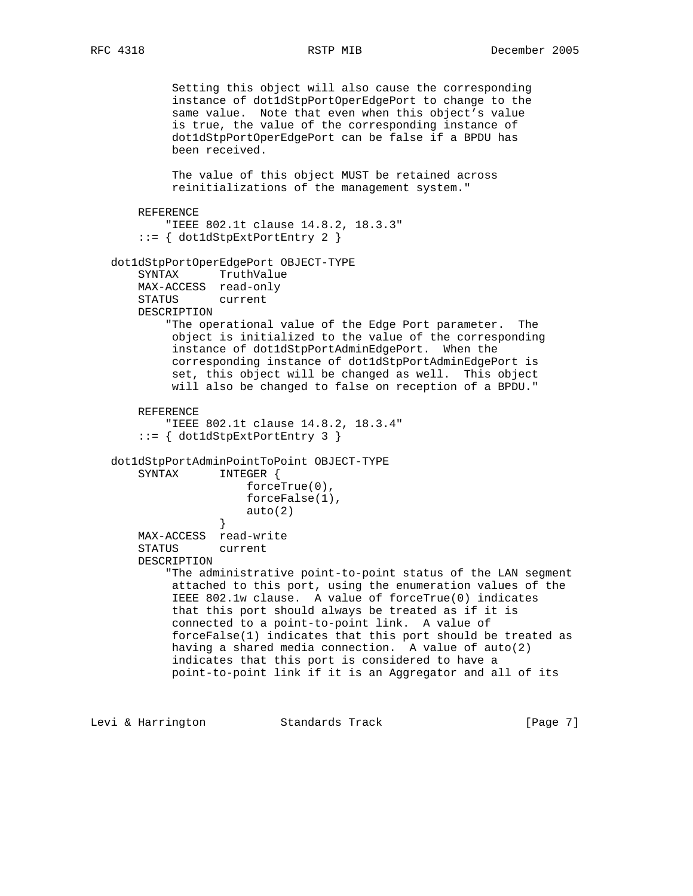```
            Setting this object will also cause the corresponding
            instance of dot1dStpPortOperEdgePort to change to the
            same value.  Note that even when this object's value
            is true, the value of the corresponding instance of
            dot1dStpPortOperEdgePort can be false if a BPDU has
            been received.

            The value of this object MUST be retained across
            reinitializations of the management system."

        REFERENCE
            "IEEE 802.1t clause 14.8.2, 18.3.3"
        ::= { dot1dStpExtPortEntry 2 }

    dot1dStpPortOperEdgePort OBJECT-TYPE
        SYNTAX      TruthValue
        MAX-ACCESS  read-only
        STATUS      current
        DESCRIPTION
            "The operational value of the Edge Port parameter.  The
            object is initialized to the value of the corresponding
            instance of dot1dStpPortAdminEdgePort.  When the
            corresponding instance of dot1dStpPortAdminEdgePort is
            set, this object will be changed as well.  This object
            will also be changed to false on reception of a BPDU."

        REFERENCE
            "IEEE 802.1t clause 14.8.2, 18.3.4"
        ::= { dot1dStpExtPortEntry 3 }

    dot1dStpPortAdminPointToPoint OBJECT-TYPE
        SYNTAX      INTEGER {
                        forceTrue(0),
                        forceFalse(1),
                        auto(2)
                    }
        MAX-ACCESS  read-write
        STATUS      current
        DESCRIPTION
            "The administrative point-to-point status of the LAN segment
            attached to this port, using the enumeration values of the
            IEEE 802.1w clause.  A value of forceTrue(0) indicates
            that this port should always be treated as if it is
            connected to a point-to-point link.  A value of
            forceFalse(1) indicates that this port should be treated as
            having a shared media connection.  A value of auto(2)
            indicates that this port is considered to have a
            point-to-point link if it is an Aggregator and all of its
```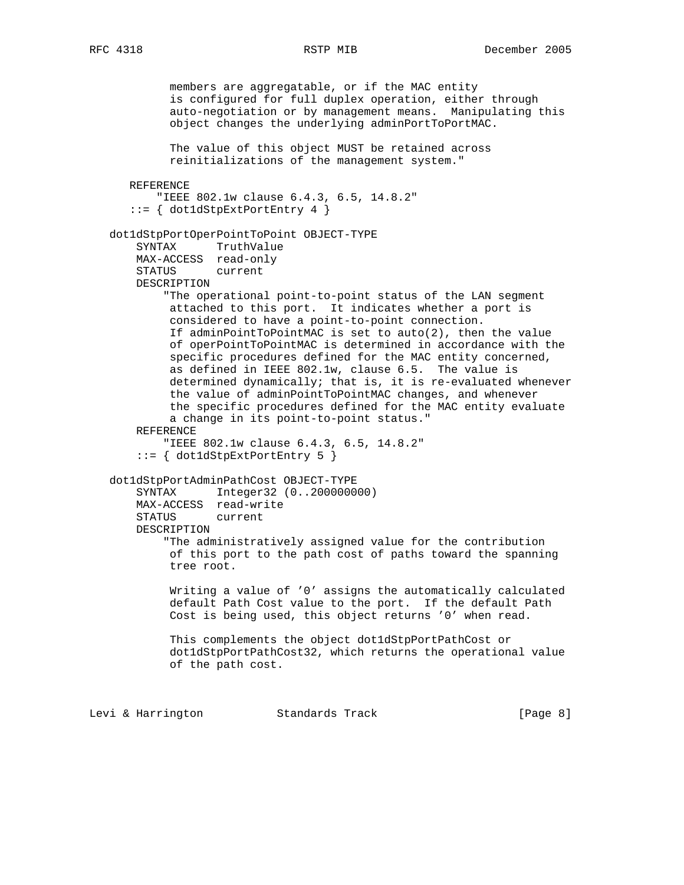```
           members are aggregatable, or if the MAC entity
           is configured for full duplex operation, either through
           auto-negotiation or by management means.  Manipulating this
           object changes the underlying adminPortToPortMAC.

           The value of this object MUST be retained across
           reinitializations of the management system."

      REFERENCE
          "IEEE 802.1w clause 6.4.3, 6.5, 14.8.2"
      ::= { dot1dStpExtPortEntry 4 }

   dot1dStpPortOperPointToPoint OBJECT-TYPE
       SYNTAX      TruthValue
       MAX-ACCESS  read-only
       STATUS      current
       DESCRIPTION
           "The operational point-to-point status of the LAN segment
            attached to this port.  It indicates whether a port is
            considered to have a point-to-point connection.
            If adminPointToPointMAC is set to auto(2), then the value
            of operPointToPointMAC is determined in accordance with the
            specific procedures defined for the MAC entity concerned,
            as defined in IEEE 802.1w, clause 6.5.  The value is
            determined dynamically; that is, it is re-evaluated whenever
            the value of adminPointToPointMAC changes, and whenever
            the specific procedures defined for the MAC entity evaluate
            a change in its point-to-point status."
       REFERENCE
           "IEEE 802.1w clause 6.4.3, 6.5, 14.8.2"
       ::= { dot1dStpExtPortEntry 5 }

   dot1dStpPortAdminPathCost OBJECT-TYPE
       SYNTAX      Integer32 (0..200000000)
       MAX-ACCESS  read-write
       STATUS      current
       DESCRIPTION
           "The administratively assigned value for the contribution
            of this port to the path cost of paths toward the spanning
            tree root.

            Writing a value of '0' assigns the automatically calculated
            default Path Cost value to the port.  If the default Path
            Cost is being used, this object returns '0' when read.

            This complements the object dot1dStpPortPathCost or
            dot1dStpPortPathCost32, which returns the operational value
            of the path cost.
```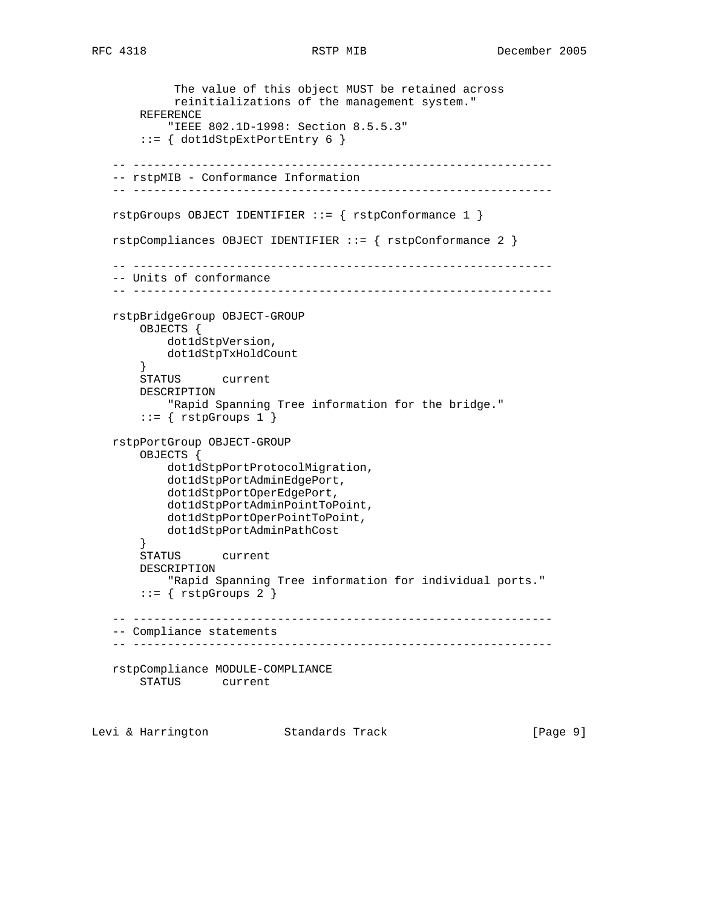```
            The value of this object MUST be retained across
            reinitializations of the management system."
        REFERENCE
            "IEEE 802.1D-1998: Section 8.5.5.3"
        ::= { dot1dStpExtPortEntry 6 }

   -- -------------------------------------------------------------
   -- rstpMIB - Conformance Information
   -- -------------------------------------------------------------

   rstpGroups OBJECT IDENTIFIER ::= { rstpConformance 1 }

   rstpCompliances OBJECT IDENTIFIER ::= { rstpConformance 2 }

   -- -------------------------------------------------------------
   -- Units of conformance
   -- -------------------------------------------------------------

   rstpBridgeGroup OBJECT-GROUP
       OBJECTS {
           dot1dStpVersion,
           dot1dStpTxHoldCount
       }
       STATUS      current
       DESCRIPTION
           "Rapid Spanning Tree information for the bridge."
       ::= { rstpGroups 1 }

   rstpPortGroup OBJECT-GROUP
       OBJECTS {
           dot1dStpPortProtocolMigration,
           dot1dStpPortAdminEdgePort,
           dot1dStpPortOperEdgePort,
           dot1dStpPortAdminPointToPoint,
           dot1dStpPortOperPointToPoint,
           dot1dStpPortAdminPathCost
       }
       STATUS      current
       DESCRIPTION
           "Rapid Spanning Tree information for individual ports."
       ::= { rstpGroups 2 }

   -- -------------------------------------------------------------
   -- Compliance statements
   -- -------------------------------------------------------------

   rstpCompliance MODULE-COMPLIANCE
       STATUS      current
```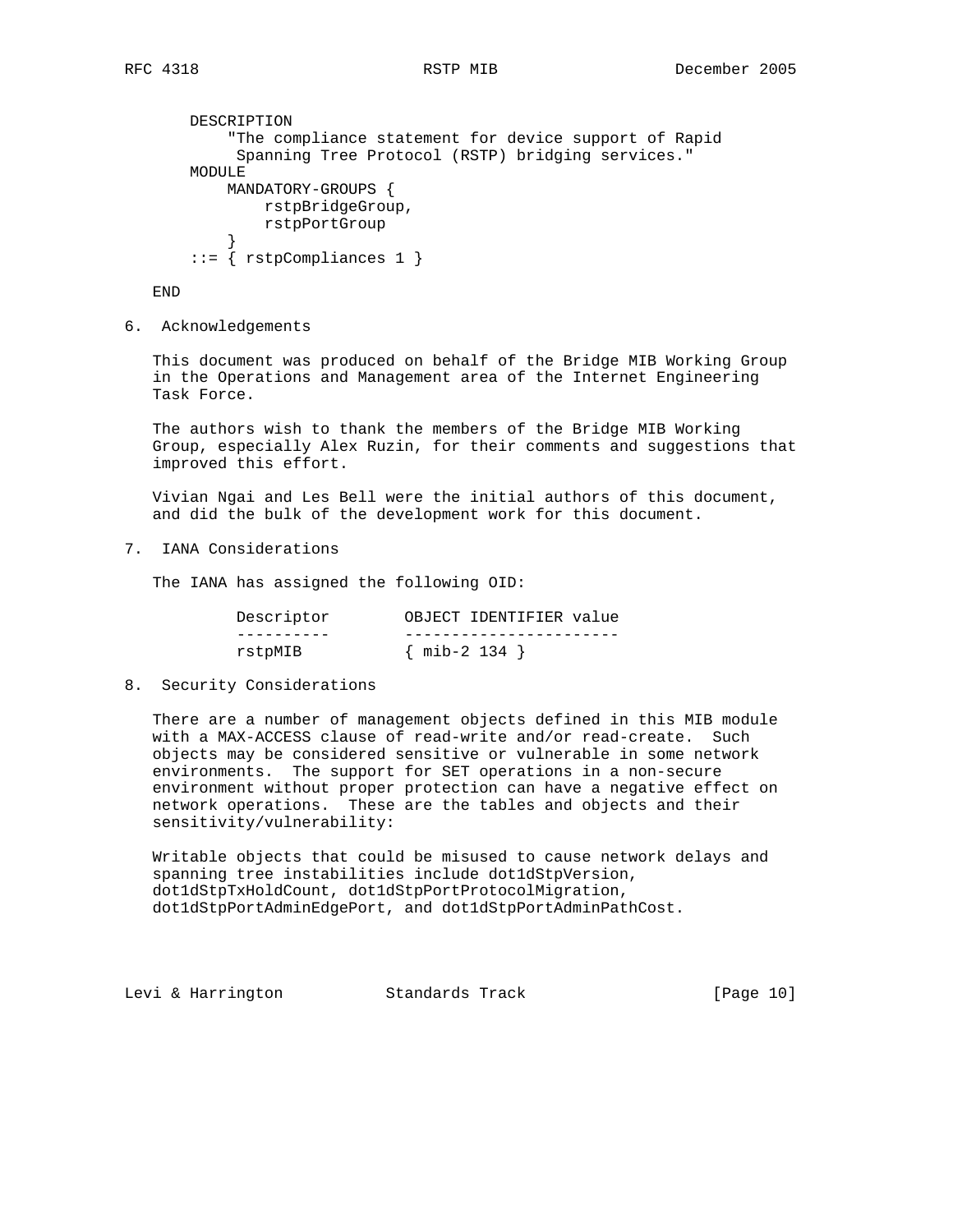```
    DESCRIPTION
        "The compliance statement for device support of Rapid
         Spanning Tree Protocol (RSTP) bridging services."
    MODULE
        MANDATORY-GROUPS {
            rstpBridgeGroup,
            rstpPortGroup
        }
    ::= { rstpCompliances 1 }

END
```

## 6. Acknowledgements

This document was produced on behalf of the Bridge MIB Working Group in the Operations and Management area of the Internet Engineering Task Force.

The authors wish to thank the members of the Bridge MIB Working Group, especially Alex Ruzin, for their comments and suggestions that improved this effort.

Vivian Ngai and Les Bell were the initial authors of this document, and did the bulk of the development work for this document.

## 7. IANA Considerations

The IANA has assigned the following OID:

| Descriptor | OBJECT IDENTIFIER value |
| --- | --- |
| rstpMIB | { mib-2 134 } |

## 8. Security Considerations

There are a number of management objects defined in this MIB module with a MAX-ACCESS clause of read-write and/or read-create. Such objects may be considered sensitive or vulnerable in some network environments. The support for SET operations in a non-secure environment without proper protection can have a negative effect on network operations. These are the tables and objects and their sensitivity/vulnerability:

Writable objects that could be misused to cause network delays and spanning tree instabilities include dot1dStpVersion, dot1dStpTxHoldCount, dot1dStpPortProtocolMigration, dot1dStpPortAdminEdgePort, and dot1dStpPortAdminPathCost.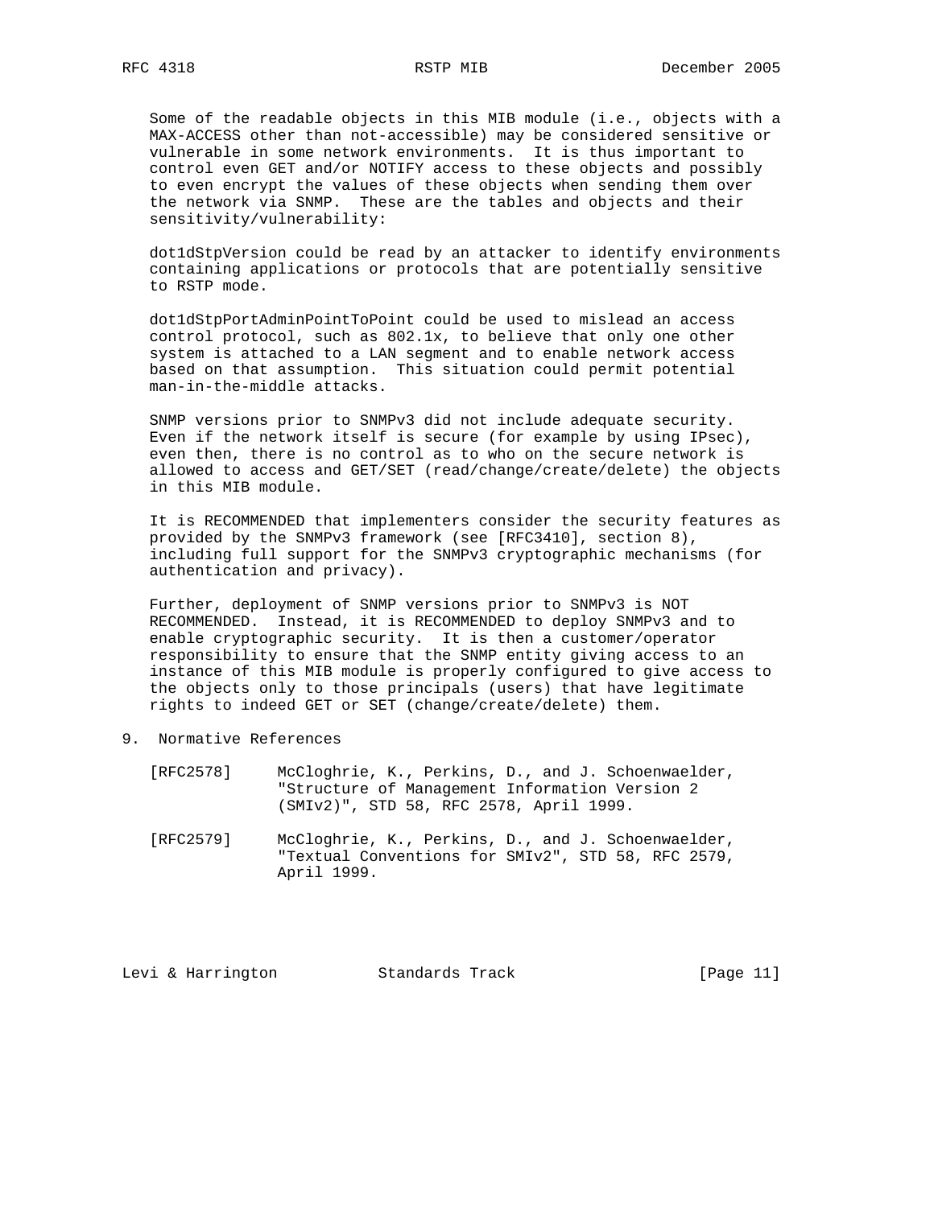Some of the readable objects in this MIB module (i.e., objects with a MAX-ACCESS other than not-accessible) may be considered sensitive or vulnerable in some network environments. It is thus important to control even GET and/or NOTIFY access to these objects and possibly to even encrypt the values of these objects when sending them over the network via SNMP. These are the tables and objects and their sensitivity/vulnerability:

dot1dStpVersion could be read by an attacker to identify environments containing applications or protocols that are potentially sensitive to RSTP mode.

dot1dStpPortAdminPointToPoint could be used to mislead an access control protocol, such as 802.1x, to believe that only one other system is attached to a LAN segment and to enable network access based on that assumption. This situation could permit potential man-in-the-middle attacks.

SNMP versions prior to SNMPv3 did not include adequate security. Even if the network itself is secure (for example by using IPsec), even then, there is no control as to who on the secure network is allowed to access and GET/SET (read/change/create/delete) the objects in this MIB module.

It is RECOMMENDED that implementers consider the security features as provided by the SNMPv3 framework (see [RFC3410], section 8), including full support for the SNMPv3 cryptographic mechanisms (for authentication and privacy).

Further, deployment of SNMP versions prior to SNMPv3 is NOT RECOMMENDED. Instead, it is RECOMMENDED to deploy SNMPv3 and to enable cryptographic security. It is then a customer/operator responsibility to ensure that the SNMP entity giving access to an instance of this MIB module is properly configured to give access to the objects only to those principals (users) that have legitimate rights to indeed GET or SET (change/create/delete) them.

## 9. Normative References

[RFC2578] McCloghrie, K., Perkins, D., and J. Schoenwaelder, "Structure of Management Information Version 2 (SMIv2)", STD 58, RFC 2578, April 1999.

[RFC2579] McCloghrie, K., Perkins, D., and J. Schoenwaelder, "Textual Conventions for SMIv2", STD 58, RFC 2579, April 1999.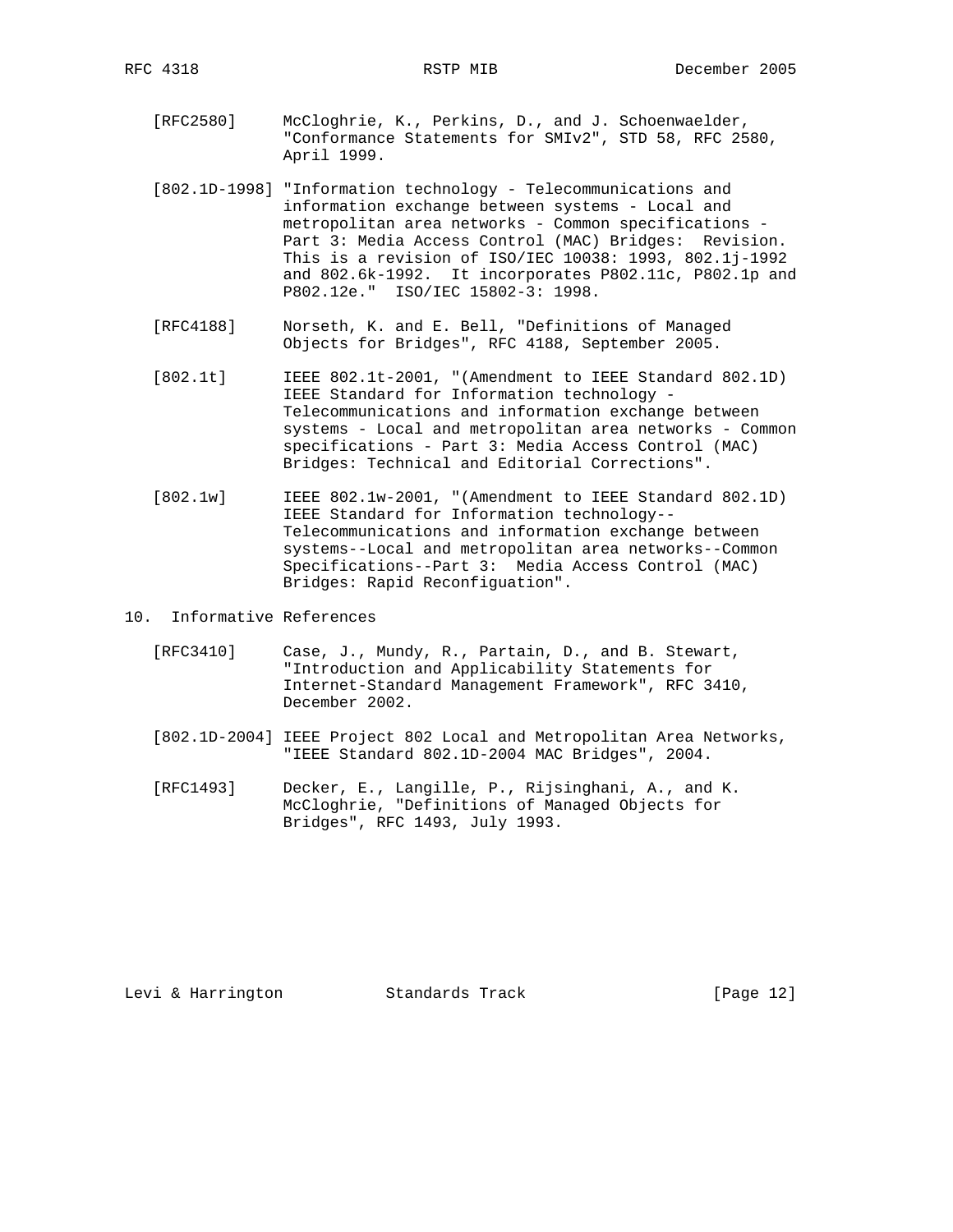[RFC2580] McCloghrie, K., Perkins, D., and J. Schoenwaelder, "Conformance Statements for SMIv2", STD 58, RFC 2580, April 1999.

[802.1D-1998] "Information technology - Telecommunications and information exchange between systems - Local and metropolitan area networks - Common specifications - Part 3: Media Access Control (MAC) Bridges: Revision. This is a revision of ISO/IEC 10038: 1993, 802.1j-1992 and 802.6k-1992. It incorporates P802.11c, P802.1p and P802.12e." ISO/IEC 15802-3: 1998.

[RFC4188] Norseth, K. and E. Bell, "Definitions of Managed Objects for Bridges", RFC 4188, September 2005.

[802.1t] IEEE 802.1t-2001, "(Amendment to IEEE Standard 802.1D) IEEE Standard for Information technology - Telecommunications and information exchange between systems - Local and metropolitan area networks - Common specifications - Part 3: Media Access Control (MAC) Bridges: Technical and Editorial Corrections".

[802.1w] IEEE 802.1w-2001, "(Amendment to IEEE Standard 802.1D) IEEE Standard for Information technology--Telecommunications and information exchange between systems--Local and metropolitan area networks--Common Specifications--Part 3: Media Access Control (MAC) Bridges: Rapid Reconfiguation".

## 10. Informative References

[RFC3410] Case, J., Mundy, R., Partain, D., and B. Stewart, "Introduction and Applicability Statements for Internet-Standard Management Framework", RFC 3410, December 2002.

[802.1D-2004] IEEE Project 802 Local and Metropolitan Area Networks, "IEEE Standard 802.1D-2004 MAC Bridges", 2004.

[RFC1493] Decker, E., Langille, P., Rijsinghani, A., and K. McCloghrie, "Definitions of Managed Objects for Bridges", RFC 1493, July 1993.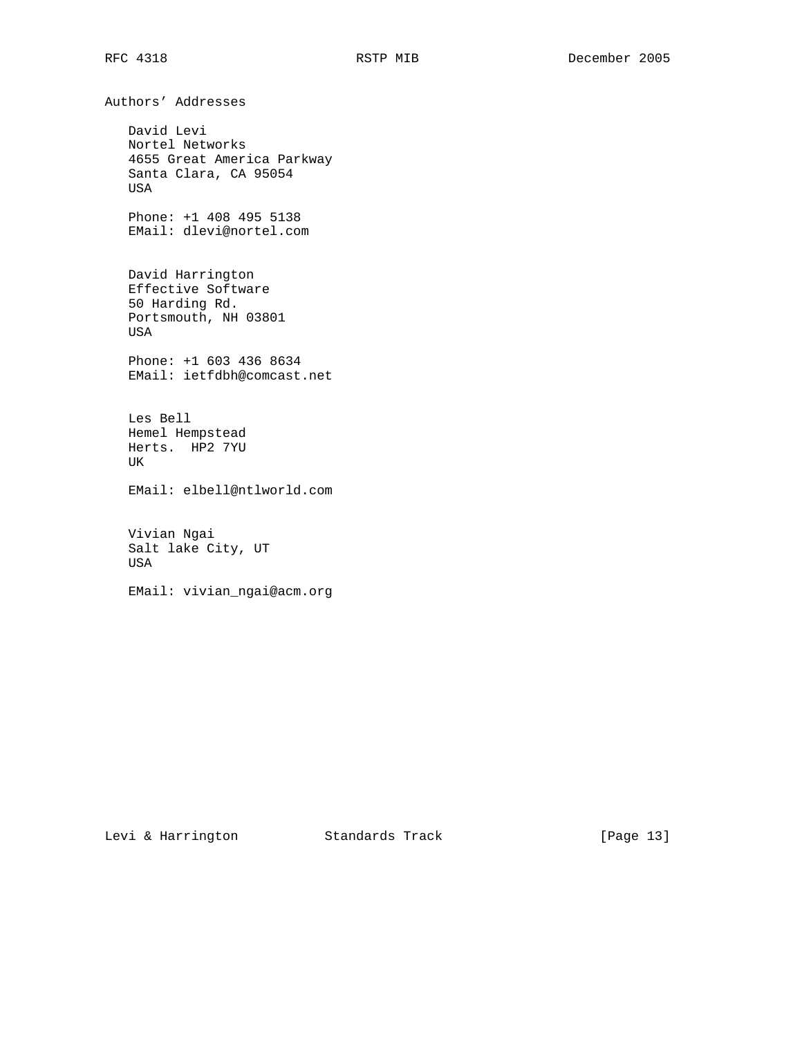## Authors' Addresses

David Levi
Nortel Networks
4655 Great America Parkway
Santa Clara, CA 95054
USA

Phone: +1 408 495 5138
EMail: dlevi@nortel.com

David Harrington
Effective Software
50 Harding Rd.
Portsmouth, NH 03801
USA

Phone: +1 603 436 8634
EMail: ietfdbh@comcast.net

Les Bell
Hemel Hempstead
Herts.  HP2 7YU
UK

EMail: elbell@ntlworld.com

Vivian Ngai
Salt lake City, UT
USA

EMail: vivian_ngai@acm.org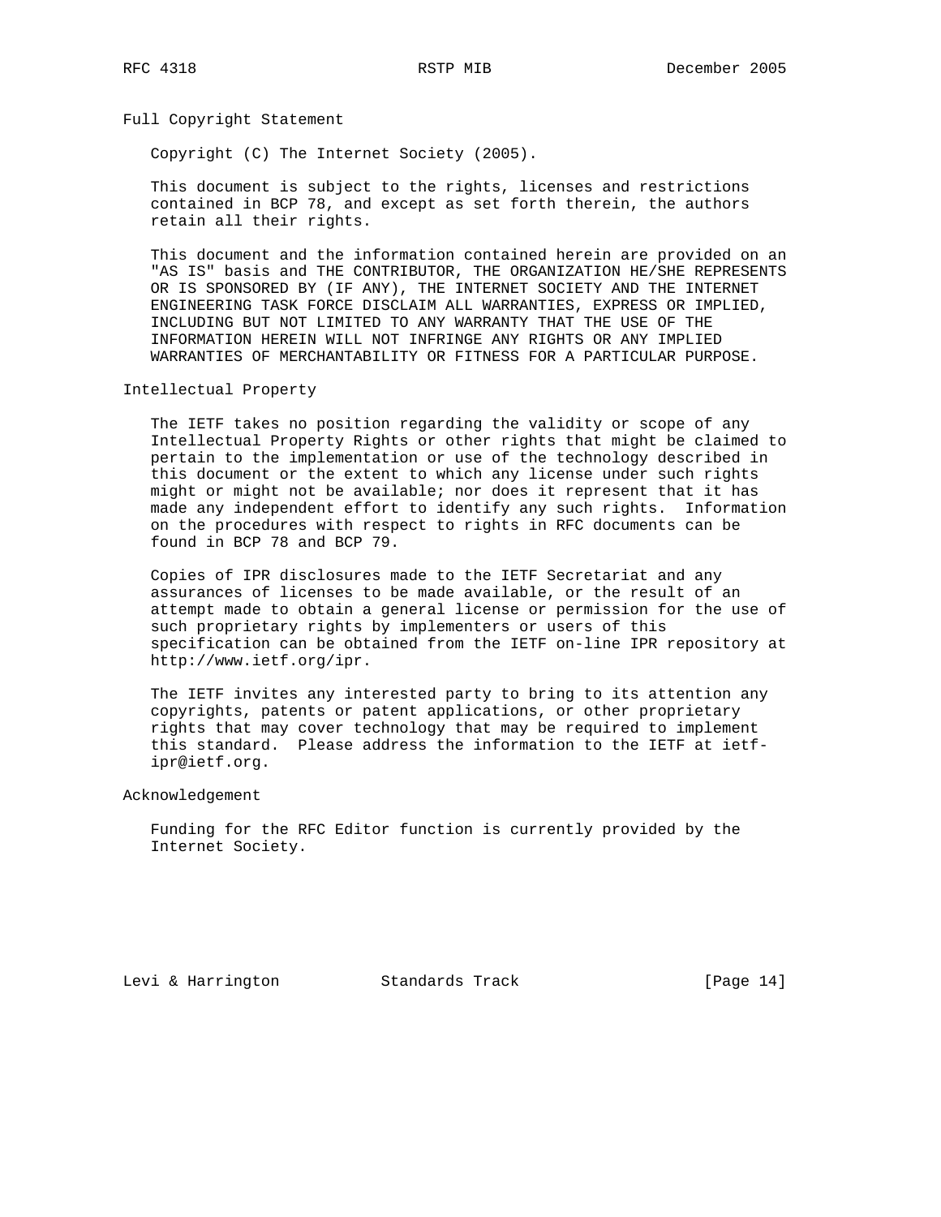## Full Copyright Statement

Copyright (C) The Internet Society (2005).

This document is subject to the rights, licenses and restrictions contained in BCP 78, and except as set forth therein, the authors retain all their rights.

This document and the information contained herein are provided on an "AS IS" basis and THE CONTRIBUTOR, THE ORGANIZATION HE/SHE REPRESENTS OR IS SPONSORED BY (IF ANY), THE INTERNET SOCIETY AND THE INTERNET ENGINEERING TASK FORCE DISCLAIM ALL WARRANTIES, EXPRESS OR IMPLIED, INCLUDING BUT NOT LIMITED TO ANY WARRANTY THAT THE USE OF THE INFORMATION HEREIN WILL NOT INFRINGE ANY RIGHTS OR ANY IMPLIED WARRANTIES OF MERCHANTABILITY OR FITNESS FOR A PARTICULAR PURPOSE.

## Intellectual Property

The IETF takes no position regarding the validity or scope of any Intellectual Property Rights or other rights that might be claimed to pertain to the implementation or use of the technology described in this document or the extent to which any license under such rights might or might not be available; nor does it represent that it has made any independent effort to identify any such rights. Information on the procedures with respect to rights in RFC documents can be found in BCP 78 and BCP 79.

Copies of IPR disclosures made to the IETF Secretariat and any assurances of licenses to be made available, or the result of an attempt made to obtain a general license or permission for the use of such proprietary rights by implementers or users of this specification can be obtained from the IETF on-line IPR repository at http://www.ietf.org/ipr.

The IETF invites any interested party to bring to its attention any copyrights, patents or patent applications, or other proprietary rights that may cover technology that may be required to implement this standard. Please address the information to the IETF at ietf-ipr@ietf.org.

## Acknowledgement

Funding for the RFC Editor function is currently provided by the Internet Society.